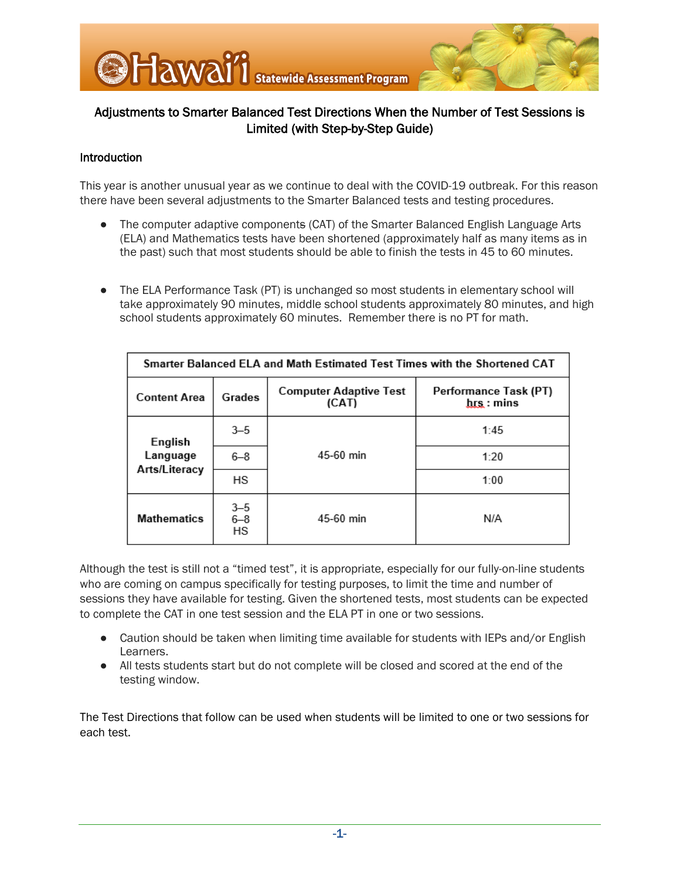# Hawai'i Statewide Assessment Program

## Adjustments to Smarter Balanced Test Directions When the Number of Test Sessions is Limited (with Step-by-Step Guide)

### Introduction

This year is another unusual year as we continue to deal with the COVID-19 outbreak. For this reason there have been several adjustments to the Smarter Balanced tests and testing procedures.

- The computer adaptive components (CAT) of the Smarter Balanced English Language Arts (ELA) and Mathematics tests have been shortened (approximately half as many items as in the past) such that most students should be able to finish the tests in 45 to 60 minutes.

- The ELA Performance Task (PT) is unchanged so most students in elementary school will take approximately 90 minutes, middle school students approximately 80 minutes, and high school students approximately 60 minutes. Remember there is no PT for math.

| Smarter Balanced ELA and Math Estimated Test Times with the Shortened CAT | | | |
|---|---|---|---|
| **Content Area** | **Grades** | **Computer Adaptive Test (CAT)** | **Performance Task (PT) hrs : mins** |
| **English Language Arts/Literacy** | 3–5 | 45-60 min | 1:45 |
| | 6–8 | | 1:20 |
| | HS | | 1:00 |
| **Mathematics** | 3–5<br>6–8<br>HS | 45-60 min | N/A |

Although the test is still not a "timed test", it is appropriate, especially for our fully-on-line students who are coming on campus specifically for testing purposes, to limit the time and number of sessions they have available for testing. Given the shortened tests, most students can be expected to complete the CAT in one test session and the ELA PT in one or two sessions.

- Caution should be taken when limiting time available for students with IEPs and/or English Learners.
- All tests students start but do not complete will be closed and scored at the end of the testing window.

The Test Directions that follow can be used when students will be limited to one or two sessions for each test.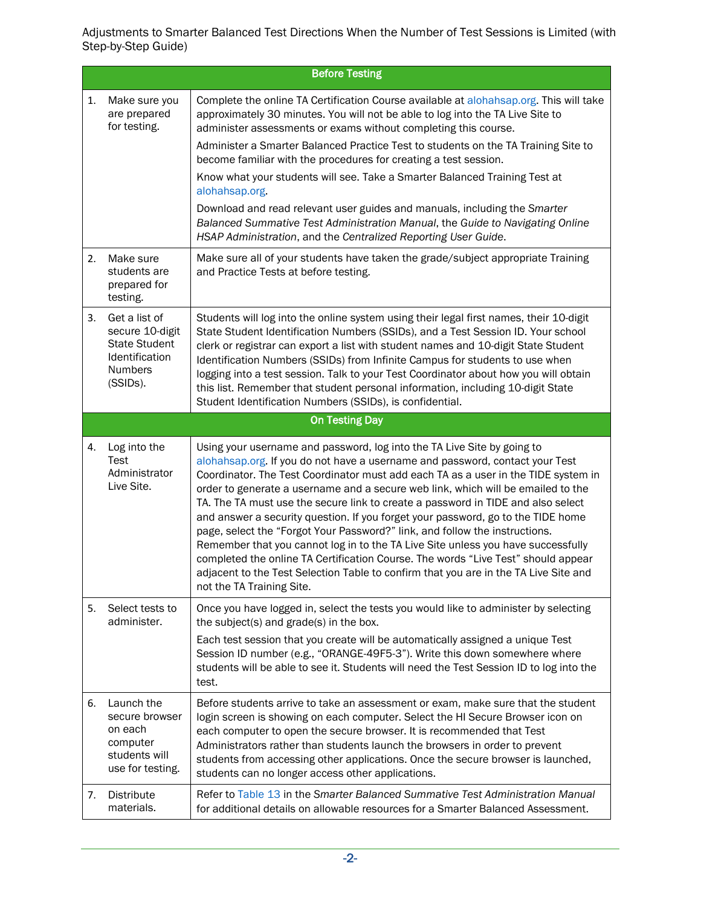| **Before Testing** | |
|---|---|
| 1. Make sure you are prepared for testing. | Complete the online TA Certification Course available at alohahsap.org. This will take approximately 30 minutes. You will not be able to log into the TA Live Site to administer assessments or exams without completing this course.<br><br>Administer a Smarter Balanced Practice Test to students on the TA Training Site to become familiar with the procedures for creating a test session.<br><br>Know what your students will see. Take a Smarter Balanced Training Test at alohahsap.org.<br><br>Download and read relevant user guides and manuals, including the *Smarter Balanced Summative Test Administration Manual*, the *Guide to Navigating Online HSAP Administration*, and the *Centralized Reporting User Guide*. |
| 2. Make sure students are prepared for testing. | Make sure all of your students have taken the grade/subject appropriate Training and Practice Tests at before testing. |
| 3. Get a list of secure 10-digit State Student Identification Numbers (SSIDs). | Students will log into the online system using their legal first names, their 10-digit State Student Identification Numbers (SSIDs), and a Test Session ID. Your school clerk or registrar can export a list with student names and 10-digit State Student Identification Numbers (SSIDs) from Infinite Campus for students to use when logging into a test session. Talk to your Test Coordinator about how you will obtain this list. Remember that student personal information, including 10-digit State Student Identification Numbers (SSIDs), is confidential. |
| **On Testing Day** | |
| 4. Log into the Test Administrator Live Site. | Using your username and password, log into the TA Live Site by going to alohahsap.org. If you do not have a username and password, contact your Test Coordinator. The Test Coordinator must add each TA as a user in the TIDE system in order to generate a username and a secure web link, which will be emailed to the TA. The TA must use the secure link to create a password in TIDE and also select and answer a security question. If you forget your password, go to the TIDE home page, select the "Forgot Your Password?" link, and follow the instructions. Remember that you cannot log in to the TA Live Site unless you have successfully completed the online TA Certification Course. The words "Live Test" should appear adjacent to the Test Selection Table to confirm that you are in the TA Live Site and not the TA Training Site. |
| 5. Select tests to administer. | Once you have logged in, select the tests you would like to administer by selecting the subject(s) and grade(s) in the box.<br><br>Each test session that you create will be automatically assigned a unique Test Session ID number (e.g., "ORANGE-49F5-3"). Write this down somewhere where students will be able to see it. Students will need the Test Session ID to log into the test. |
| 6. Launch the secure browser on each computer students will use for testing. | Before students arrive to take an assessment or exam, make sure that the student login screen is showing on each computer. Select the HI Secure Browser icon on each computer to open the secure browser. It is recommended that Test Administrators rather than students launch the browsers in order to prevent students from accessing other applications. Once the secure browser is launched, students can no longer access other applications. |
| 7. Distribute materials. | Refer to Table 13 in the *Smarter Balanced Summative Test Administration Manual* for additional details on allowable resources for a Smarter Balanced Assessment. |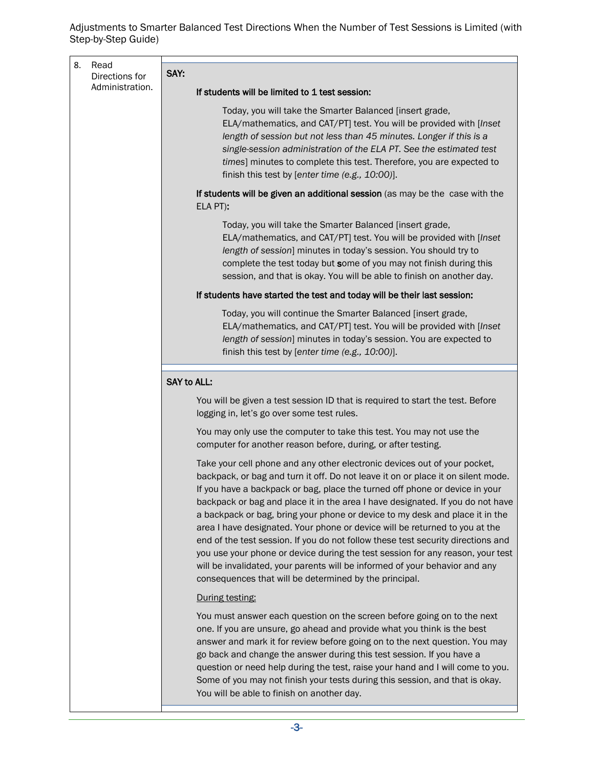8. Read Directions for Administration.

**SAY:**

**If students will be limited to 1 test session:**

> Today, you will take the Smarter Balanced [insert grade, ELA/mathematics, and CAT/PT] test. You will be provided with [*Inset length of session but not less than 45 minutes. Longer if this is a single-session administration of the ELA PT. See the estimated test times*] minutes to complete this test. Therefore, you are expected to finish this test by [*enter time (e.g., 10:00)*].

**If students will be given an additional session** (as may be the case with the ELA PT)**:**

> Today, you will take the Smarter Balanced [insert grade, ELA/mathematics, and CAT/PT] test. You will be provided with [*Inset length of session*] minutes in today's session. You should try to complete the test today but **s**ome of you may not finish during this session, and that is okay. You will be able to finish on another day.

**If students have started the test and today will be their last session:**

> Today, you will continue the Smarter Balanced [insert grade, ELA/mathematics, and CAT/PT] test. You will be provided with [*Inset length of session*] minutes in today's session. You are expected to finish this test by [*enter time (e.g., 10:00)*].

**SAY to ALL:**

> You will be given a test session ID that is required to start the test. Before logging in, let's go over some test rules.
>
> You may only use the computer to take this test. You may not use the computer for another reason before, during, or after testing.
>
> Take your cell phone and any other electronic devices out of your pocket, backpack, or bag and turn it off. Do not leave it on or place it on silent mode. If you have a backpack or bag, place the turned off phone or device in your backpack or bag and place it in the area I have designated. If you do not have a backpack or bag, bring your phone or device to my desk and place it in the area I have designated. Your phone or device will be returned to you at the end of the test session. If you do not follow these test security directions and you use your phone or device during the test session for any reason, your test will be invalidated, your parents will be informed of your behavior and any consequences that will be determined by the principal.
>
> <u>During testing:</u>
>
> You must answer each question on the screen before going on to the next one. If you are unsure, go ahead and provide what you think is the best answer and mark it for review before going on to the next question. You may go back and change the answer during this test session. If you have a question or need help during the test, raise your hand and I will come to you. Some of you may not finish your tests during this session, and that is okay. You will be able to finish on another day.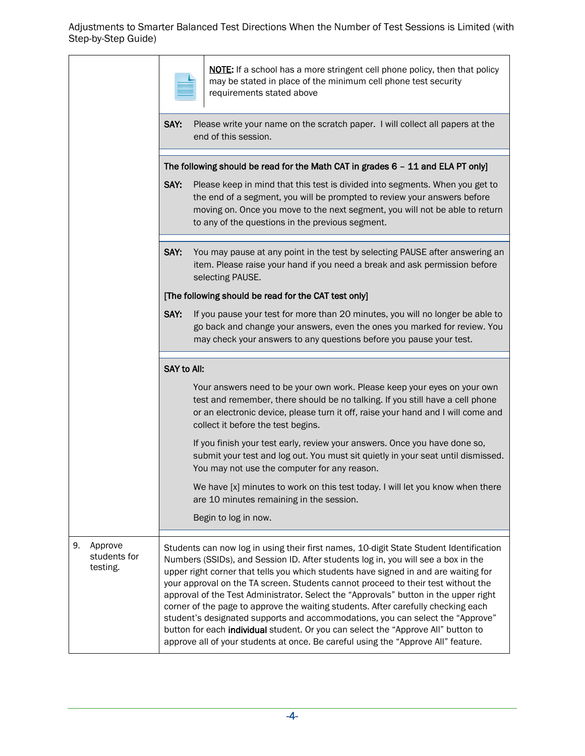| | |
|---|---|
| | **NOTE:** If a school has a more stringent cell phone policy, then that policy may be stated in place of the minimum cell phone test security requirements stated above |
| | **SAY:** Please write your name on the scratch paper. I will collect all papers at the end of this session. |
| | **The following should be read for the Math CAT in grades 6 – 11 and ELA PT only]**<br><br>**SAY:** Please keep in mind that this test is divided into segments. When you get to the end of a segment, you will be prompted to review your answers before moving on. Once you move to the next segment, you will not be able to return to any of the questions in the previous segment. |
| | **SAY:** You may pause at any point in the test by selecting PAUSE after answering an item. Please raise your hand if you need a break and ask permission before selecting PAUSE.<br><br>**[The following should be read for the CAT test only]**<br><br>**SAY:** If you pause your test for more than 20 minutes, you will no longer be able to go back and change your answers, even the ones you marked for review. You may check your answers to any questions before you pause your test. |
| | **SAY to All:**<br><br>Your answers need to be your own work. Please keep your eyes on your own test and remember, there should be no talking. If you still have a cell phone or an electronic device, please turn it off, raise your hand and I will come and collect it before the test begins.<br><br>If you finish your test early, review your answers. Once you have done so, submit your test and log out. You must sit quietly in your seat until dismissed. You may not use the computer for any reason.<br><br>We have [x] minutes to work on this test today. I will let you know when there are 10 minutes remaining in the session.<br><br>Begin to log in now. |
| 9. Approve students for testing. | Students can now log in using their first names, 10-digit State Student Identification Numbers (SSIDs), and Session ID. After students log in, you will see a box in the upper right corner that tells you which students have signed in and are waiting for your approval on the TA screen. Students cannot proceed to their test without the approval of the Test Administrator. Select the "Approvals" button in the upper right corner of the page to approve the waiting students. After carefully checking each student's designated supports and accommodations, you can select the "Approve" button for each **individual** student. Or you can select the "Approve All" button to approve all of your students at once. Be careful using the "Approve All" feature. |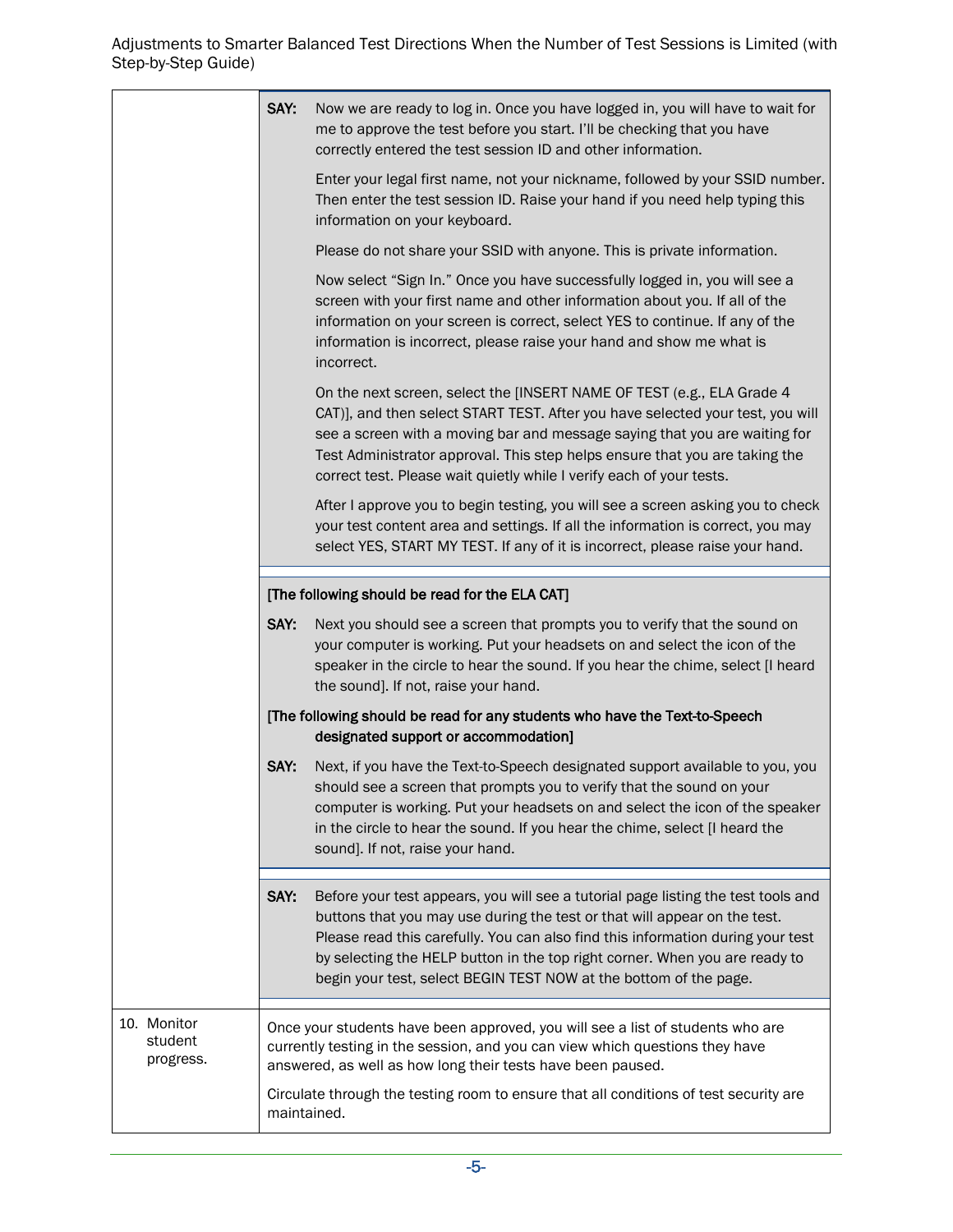| | |
|---|---|
| | **SAY:** Now we are ready to log in. Once you have logged in, you will have to wait for me to approve the test before you start. I'll be checking that you have correctly entered the test session ID and other information.<br><br>Enter your legal first name, not your nickname, followed by your SSID number. Then enter the test session ID. Raise your hand if you need help typing this information on your keyboard.<br><br>Please do not share your SSID with anyone. This is private information.<br><br>Now select "Sign In." Once you have successfully logged in, you will see a screen with your first name and other information about you. If all of the information on your screen is correct, select YES to continue. If any of the information is incorrect, please raise your hand and show me what is incorrect.<br><br>On the next screen, select the [INSERT NAME OF TEST (e.g., ELA Grade 4 CAT)], and then select START TEST. After you have selected your test, you will see a screen with a moving bar and message saying that you are waiting for Test Administrator approval. This step helps ensure that you are taking the correct test. Please wait quietly while I verify each of your tests.<br><br>After I approve you to begin testing, you will see a screen asking you to check your test content area and settings. If all the information is correct, you may select YES, START MY TEST. If any of it is incorrect, please raise your hand. |
| | **[The following should be read for the ELA CAT]**<br><br>**SAY:** Next you should see a screen that prompts you to verify that the sound on your computer is working. Put your headsets on and select the icon of the speaker in the circle to hear the sound. If you hear the chime, select [I heard the sound]. If not, raise your hand.<br><br>**[The following should be read for any students who have the Text-to-Speech designated support or accommodation]**<br><br>**SAY:** Next, if you have the Text-to-Speech designated support available to you, you should see a screen that prompts you to verify that the sound on your computer is working. Put your headsets on and select the icon of the speaker in the circle to hear the sound. If you hear the chime, select [I heard the sound]. If not, raise your hand. |
| | **SAY:** Before your test appears, you will see a tutorial page listing the test tools and buttons that you may use during the test or that will appear on the test. Please read this carefully. You can also find this information during your test by selecting the HELP button in the top right corner. When you are ready to begin your test, select BEGIN TEST NOW at the bottom of the page. |
| 10. Monitor student progress. | Once your students have been approved, you will see a list of students who are currently testing in the session, and you can view which questions they have answered, as well as how long their tests have been paused.<br><br>Circulate through the testing room to ensure that all conditions of test security are maintained. |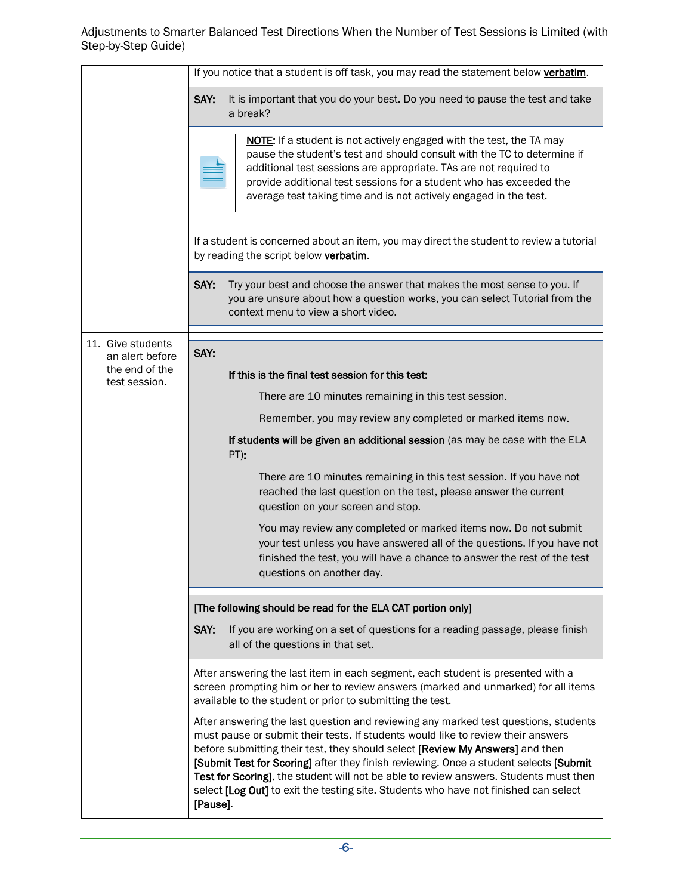| | |
|---|---|
| | If you notice that a student is off task, you may read the statement below **verbatim**. |
| | **SAY:** It is important that you do your best. Do you need to pause the test and take a break? |
| | **NOTE:** If a student is not actively engaged with the test, the TA may pause the student's test and should consult with the TC to determine if additional test sessions are appropriate. TAs are not required to provide additional test sessions for a student who has exceeded the average test taking time and is not actively engaged in the test. |
| | If a student is concerned about an item, you may direct the student to review a tutorial by reading the script below **verbatim**. |
| | **SAY:** Try your best and choose the answer that makes the most sense to you. If you are unsure about how a question works, you can select Tutorial from the context menu to view a short video. |
| 11. Give students an alert before the end of the test session. | **SAY:**<br><br>**If this is the final test session for this test:**<br><br>There are 10 minutes remaining in this test session.<br><br>Remember, you may review any completed or marked items now.<br><br>**If students will be given an additional session** (as may be case with the ELA PT)**:**<br><br>There are 10 minutes remaining in this test session. If you have not reached the last question on the test, please answer the current question on your screen and stop.<br><br>You may review any completed or marked items now. Do not submit your test unless you have answered all of the questions. If you have not finished the test, you will have a chance to answer the rest of the test questions on another day. |
| | **[The following should be read for the ELA CAT portion only]**<br><br>**SAY:** If you are working on a set of questions for a reading passage, please finish all of the questions in that set. |
| | After answering the last item in each segment, each student is presented with a screen prompting him or her to review answers (marked and unmarked) for all items available to the student or prior to submitting the test.<br><br>After answering the last question and reviewing any marked test questions, students must pause or submit their tests. If students would like to review their answers before submitting their test, they should select **[Review My Answers]** and then **[Submit Test for Scoring]** after they finish reviewing. Once a student selects **[Submit Test for Scoring]**, the student will not be able to review answers. Students must then select **[Log Out]** to exit the testing site. Students who have not finished can select **[Pause]**. |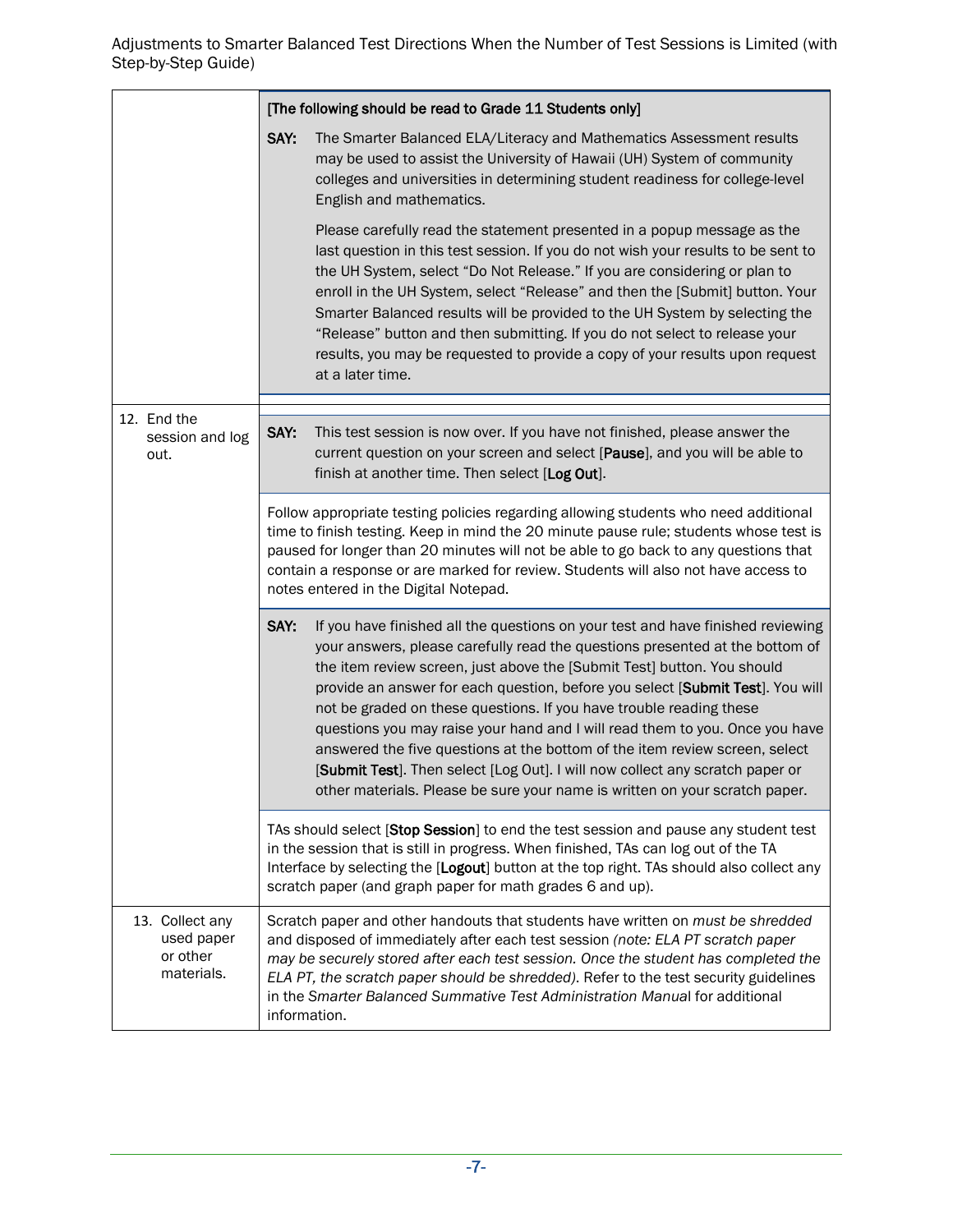| | |
|---|---|
| | **[The following should be read to Grade 11 Students only]**<br><br>**SAY:** The Smarter Balanced ELA/Literacy and Mathematics Assessment results may be used to assist the University of Hawaii (UH) System of community colleges and universities in determining student readiness for college-level English and mathematics.<br><br>Please carefully read the statement presented in a popup message as the last question in this test session. If you do not wish your results to be sent to the UH System, select "Do Not Release." If you are considering or plan to enroll in the UH System, select "Release" and then the [Submit] button. Your Smarter Balanced results will be provided to the UH System by selecting the "Release" button and then submitting. If you do not select to release your results, you may be requested to provide a copy of your results upon request at a later time. |
| 12. End the session and log out. | **SAY:** This test session is now over. If you have not finished, please answer the current question on your screen and select [**Pause**], and you will be able to finish at another time. Then select [**Log Out**]. |
| | Follow appropriate testing policies regarding allowing students who need additional time to finish testing. Keep in mind the 20 minute pause rule; students whose test is paused for longer than 20 minutes will not be able to go back to any questions that contain a response or are marked for review. Students will also not have access to notes entered in the Digital Notepad. |
| | **SAY:** If you have finished all the questions on your test and have finished reviewing your answers, please carefully read the questions presented at the bottom of the item review screen, just above the [Submit Test] button. You should provide an answer for each question, before you select [**Submit Test**]. You will not be graded on these questions. If you have trouble reading these questions you may raise your hand and I will read them to you. Once you have answered the five questions at the bottom of the item review screen, select [**Submit Test**]. Then select [Log Out]. I will now collect any scratch paper or other materials. Please be sure your name is written on your scratch paper. |
| | TAs should select [**Stop Session**] to end the test session and pause any student test in the session that is still in progress. When finished, TAs can log out of the TA Interface by selecting the [**Logout**] button at the top right. TAs should also collect any scratch paper (and graph paper for math grades 6 and up). |
| 13. Collect any used paper or other materials. | Scratch paper and other handouts that students have written on *must be shredded* and disposed of immediately after each test session *(note: ELA PT scratch paper may be securely stored after each test session. Once the student has completed the ELA PT, the scratch paper should be shredded)*. Refer to the test security guidelines in the *Smarter Balanced Summative Test Administration Manua*l for additional information. |